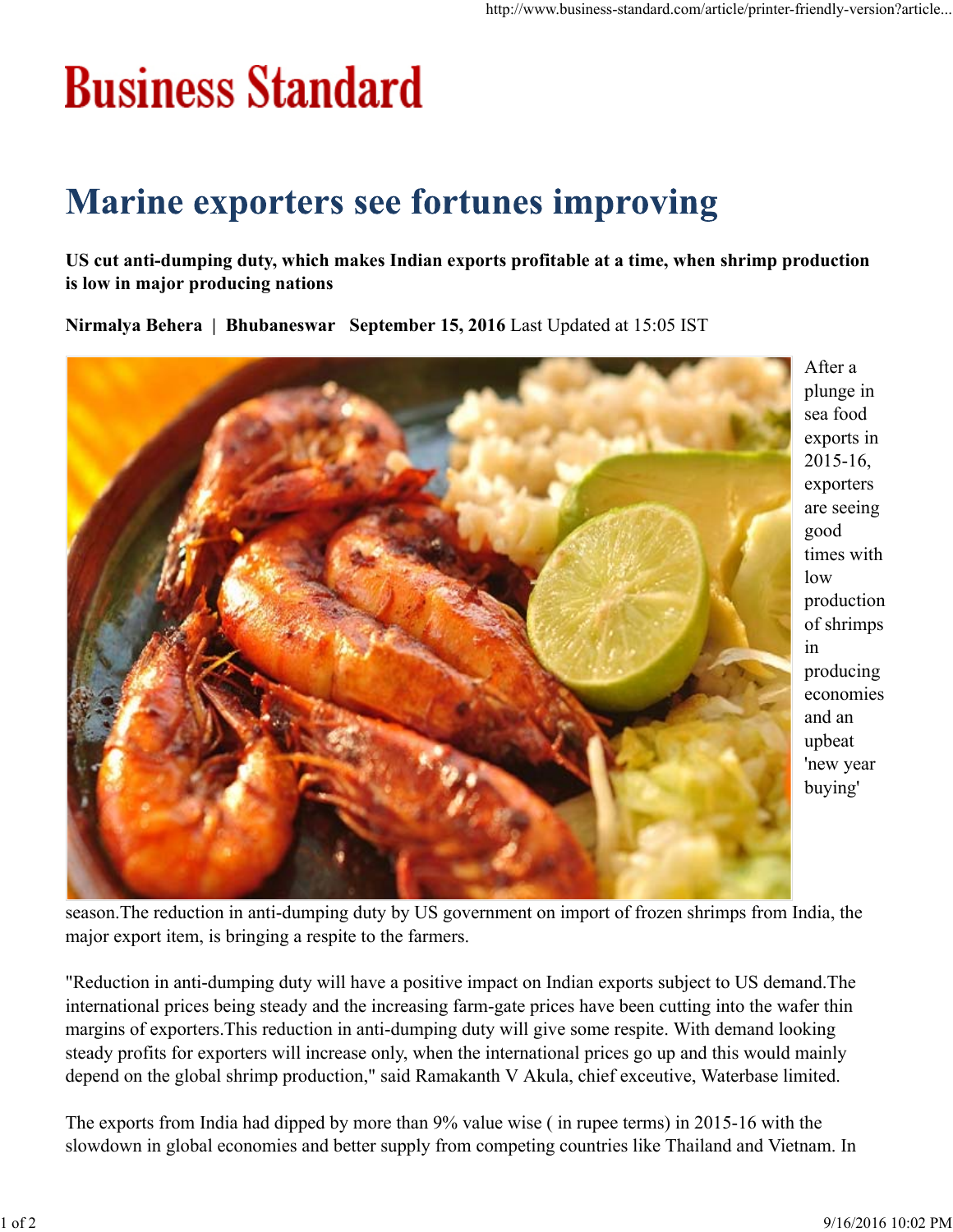# Business Standard

# Marine exporters see fortunes improving

**US cut anti-dumping duty, which makes Indian exports profitable at a time, when shrimp production is low in major producing nations**

**Nirmalya Behera | Bhubaneswar September 15, 2016** Last Updated at 15:05 IST

After a plunge in sea food exports in 2015-16, exporters are seeing good times with low production of shrimps in producing economies and an upbeat 'new year buying' season.The reduction in anti-dumping duty by US government on import of frozen shrimps from India, the major export item, is bringing a respite to the farmers.

"Reduction in anti-dumping duty will have a positive impact on Indian exports subject to US demand.The international prices being steady and the increasing farm-gate prices have been cutting into the wafer thin margins of exporters.This reduction in anti-dumping duty will give some respite. With demand looking steady profits for exporters will increase only, when the international prices go up and this would mainly depend on the global shrimp production," said Ramakanth V Akula, chief executive, Waterbase limited.

The exports from India had dipped by more than 9% value wise ( in rupee terms) in 2015-16 with the slowdown in global economies and better supply from competing countries like Thailand and Vietnam. In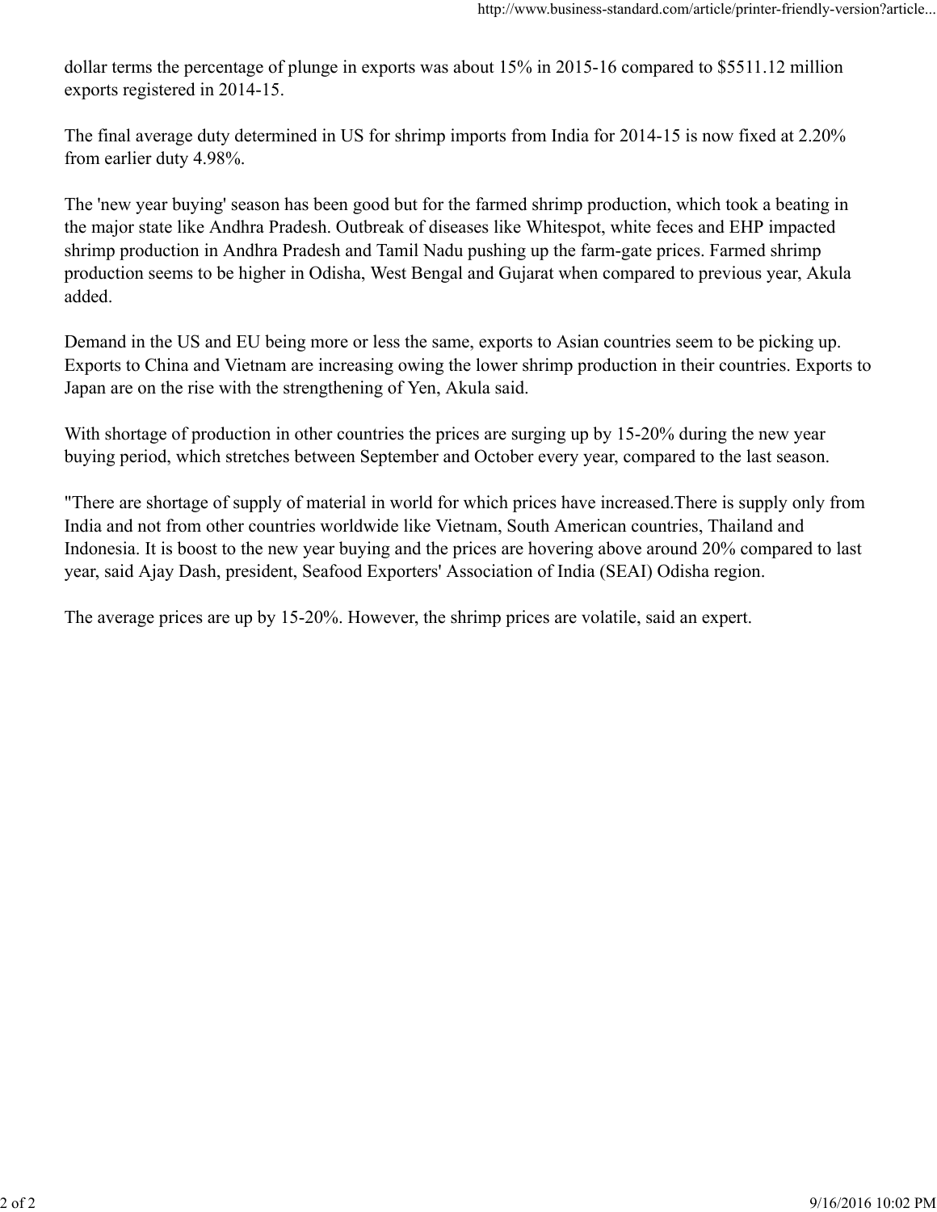dollar terms the percentage of plunge in exports was about 15% in 2015-16 compared to $5511.12 million exports registered in 2014-15.

The final average duty determined in US for shrimp imports from India for 2014-15 is now fixed at 2.20% from earlier duty 4.98%.

The 'new year buying' season has been good but for the farmed shrimp production, which took a beating in the major state like Andhra Pradesh. Outbreak of diseases like Whitespot, white feces and EHP impacted shrimp production in Andhra Pradesh and Tamil Nadu pushing up the farm-gate prices. Farmed shrimp production seems to be higher in Odisha, West Bengal and Gujarat when compared to previous year, Akula added.

Demand in the US and EU being more or less the same, exports to Asian countries seem to be picking up. Exports to China and Vietnam are increasing owing the lower shrimp production in their countries. Exports to Japan are on the rise with the strengthening of Yen, Akula said.

With shortage of production in other countries the prices are surging up by 15-20% during the new year buying period, which stretches between September and October every year, compared to the last season.

"There are shortage of supply of material in world for which prices have increased.There is supply only from India and not from other countries worldwide like Vietnam, South American countries, Thailand and Indonesia. It is boost to the new year buying and the prices are hovering above around 20% compared to last year, said Ajay Dash, president, Seafood Exporters' Association of India (SEAI) Odisha region.

The average prices are up by 15-20%. However, the shrimp prices are volatile, said an expert.